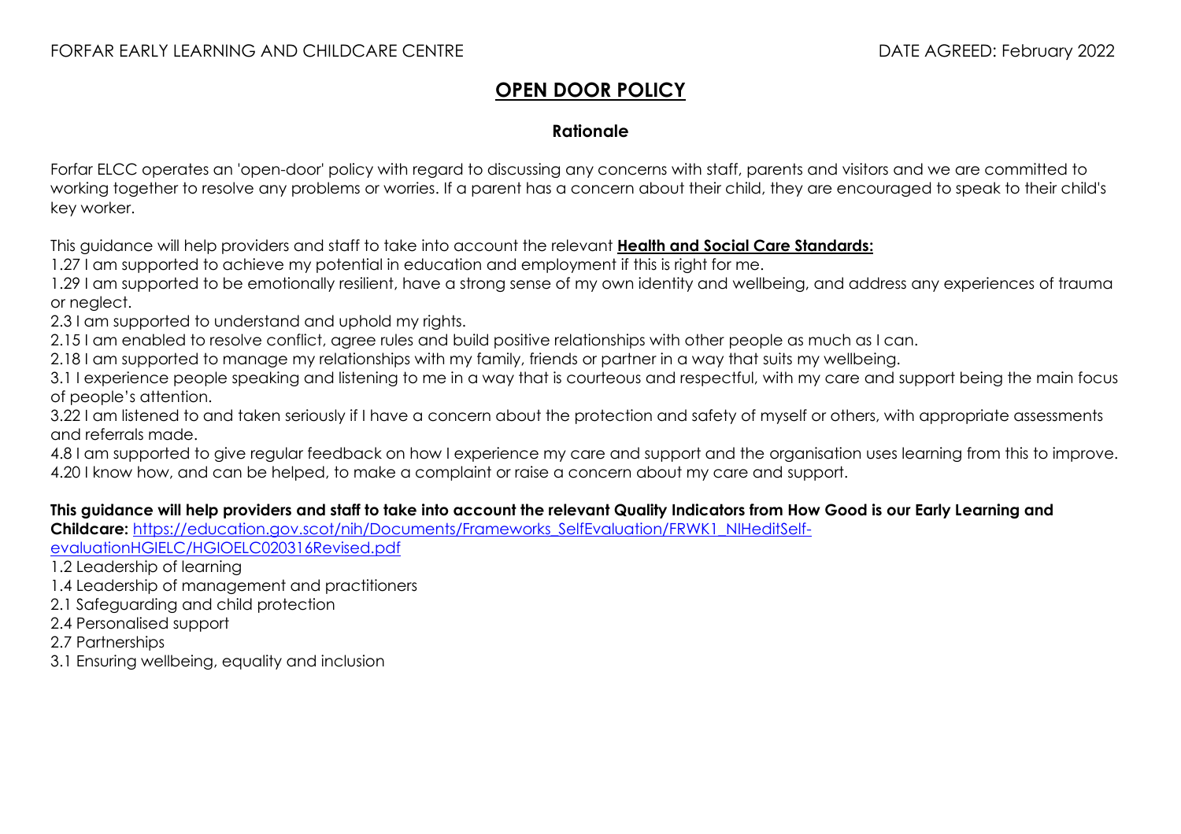FORFAR EARLY LEARNING AND CHILDCARE CENTRE DATE AGREED: February 2022

# OPEN DOOR POLICY

## Rationale

Forfar ELCC operates an 'open-door' policy with regard to discussing any concerns with staff, parents and visitors and we are committed to working together to resolve any problems or worries. If a parent has a concern about their child, they are encouraged to speak to their child's key worker.

This guidance will help providers and staff to take into account the relevant **Health and Social Care Standards:**

1.27 I am supported to achieve my potential in education and employment if this is right for me.
1.29 I am supported to be emotionally resilient, have a strong sense of my own identity and wellbeing, and address any experiences of trauma or neglect.
2.3 I am supported to understand and uphold my rights.
2.15 I am enabled to resolve conflict, agree rules and build positive relationships with other people as much as I can.
2.18 I am supported to manage my relationships with my family, friends or partner in a way that suits my wellbeing.
3.1 I experience people speaking and listening to me in a way that is courteous and respectful, with my care and support being the main focus of people's attention.
3.22 I am listened to and taken seriously if I have a concern about the protection and safety of myself or others, with appropriate assessments and referrals made.
4.8 I am supported to give regular feedback on how I experience my care and support and the organisation uses learning from this to improve.
4.20 I know how, and can be helped, to make a complaint or raise a concern about my care and support.

**This guidance will help providers and staff to take into account the relevant Quality Indicators from How Good is our Early Learning and Childcare:** [https://education.gov.scot/nih/Documents/Frameworks_SelfEvaluation/FRWK1_NIHeditSelf-evaluationHGIELC/HGIOELC020316Revised.pdf](https://education.gov.scot/nih/Documents/Frameworks_SelfEvaluation/FRWK1_NIHeditSelf-evaluationHGIELC/HGIOELC020316Revised.pdf)

1.2 Leadership of learning
1.4 Leadership of management and practitioners
2.1 Safeguarding and child protection
2.4 Personalised support
2.7 Partnerships
3.1 Ensuring wellbeing, equality and inclusion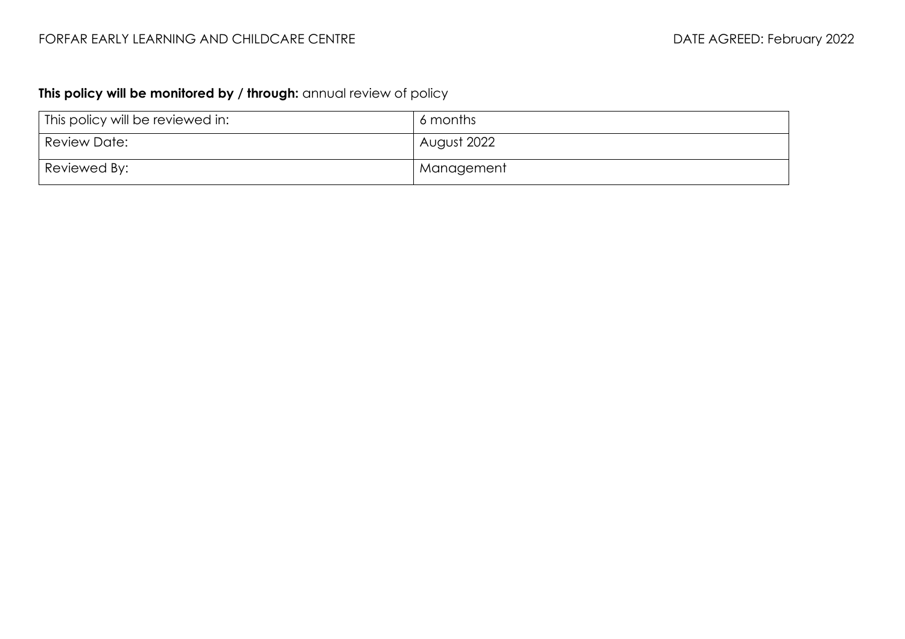**This policy will be monitored by / through:** annual review of policy

| This policy will be reviewed in: | 6 months |
| --- | --- |
| Review Date: | August 2022 |
| Reviewed By: | Management |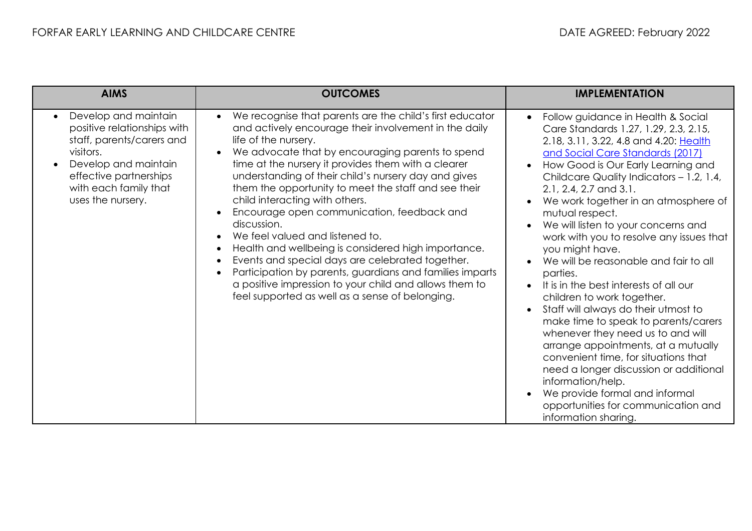FORFAR EARLY LEARNING AND CHILDCARE CENTRE

DATE AGREED: February 2022

| AIMS | OUTCOMES | IMPLEMENTATION |
| --- | --- | --- |
| • Develop and maintain positive relationships with staff, parents/carers and visitors.<br>• Develop and maintain effective partnerships with each family that uses the nursery. | • We recognise that parents are the child's first educator and actively encourage their involvement in the daily life of the nursery.<br>• We advocate that by encouraging parents to spend time at the nursery it provides them with a clearer understanding of their child's nursery day and gives them the opportunity to meet the staff and see their child interacting with others.<br>• Encourage open communication, feedback and discussion.<br>• We feel valued and listened to.<br>• Health and wellbeing is considered high importance.<br>• Events and special days are celebrated together.<br>• Participation by parents, guardians and families imparts a positive impression to your child and allows them to feel supported as well as a sense of belonging. | • Follow guidance in Health & Social Care Standards 1.27, 1.29, 2.3, 2.15, 2.18, 3.11, 3.22, 4.8 and 4.20: Health and Social Care Standards (2017)<br>• How Good is Our Early Learning and Childcare Quality Indicators – 1.2, 1.4, 2.1, 2.4, 2.7 and 3.1.<br>• We work together in an atmosphere of mutual respect.<br>• We will listen to your concerns and work with you to resolve any issues that you might have.<br>• We will be reasonable and fair to all parties.<br>• It is in the best interests of all our children to work together.<br>• Staff will always do their utmost to make time to speak to parents/carers whenever they need us to and will arrange appointments, at a mutually convenient time, for situations that need a longer discussion or additional information/help.<br>• We provide formal and informal opportunities for communication and information sharing. |